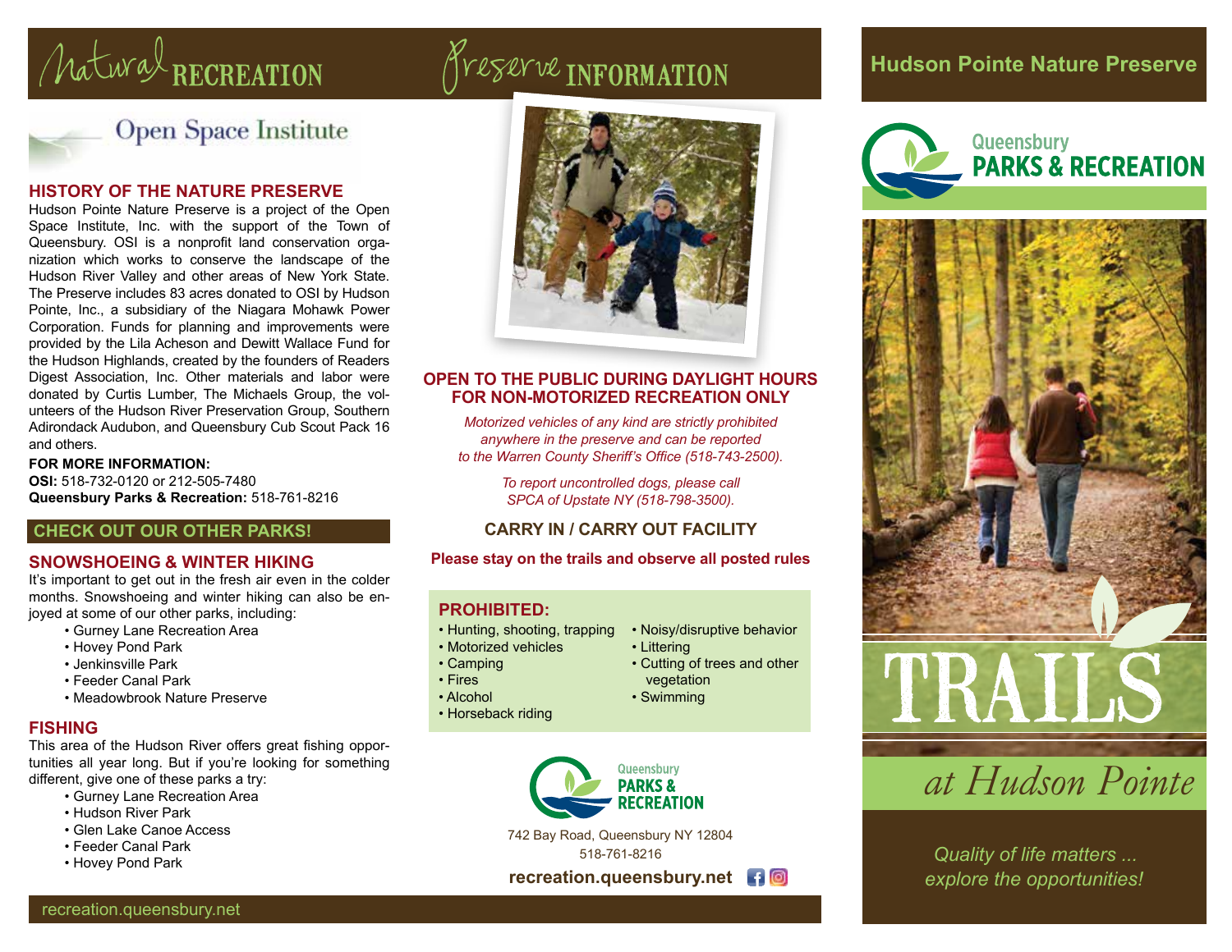# Natural RECREATION

Open Space Institute

## HISTORY OF THE NATURE PRESERVE

Hudson Pointe Nature Preserve is a project of the Open Space Institute, Inc. with the support of the Town of Queensbury. OSI is a nonprofit land conservation organization which works to conserve the landscape of the Hudson River Valley and other areas of New York State. The Preserve includes 83 acres donated to OSI by Hudson Pointe, Inc., a subsidiary of the Niagara Mohawk Power Corporation. Funds for planning and improvements were provided by the Lila Acheson and Dewitt Wallace Fund for the Hudson Highlands, created by the founders of Readers Digest Association, Inc. Other materials and labor were donated by Curtis Lumber, The Michaels Group, the volunteers of the Hudson River Preservation Group, Southern Adirondack Audubon, and Queensbury Cub Scout Pack 16 and others.

**FOR MORE INFORMATION:**
**OSI:** 518-732-0120 or 212-505-7480
**Queensbury Parks & Recreation:** 518-761-8216

## CHECK OUT OUR OTHER PARKS!

### SNOWSHOEING & WINTER HIKING

It's important to get out in the fresh air even in the colder months. Snowshoeing and winter hiking can also be enjoyed at some of our other parks, including:

- Gurney Lane Recreation Area
- Hovey Pond Park
- Jenkinsville Park
- Feeder Canal Park
- Meadowbrook Nature Preserve

### FISHING

This area of the Hudson River offers great fishing opportunities all year long. But if you're looking for something different, give one of these parks a try:

- Gurney Lane Recreation Area
- Hudson River Park
- Glen Lake Canoe Access
- Feeder Canal Park
- Hovey Pond Park

recreation.queensbury.net

# Preserve INFORMATION

## OPEN TO THE PUBLIC DURING DAYLIGHT HOURS FOR NON-MOTORIZED RECREATION ONLY

*Motorized vehicles of any kind are strictly prohibited anywhere in the preserve and can be reported to the Warren County Sheriff's Office (518-743-2500).*

*To report uncontrolled dogs, please call SPCA of Upstate NY (518-798-3500).*

**CARRY IN / CARRY OUT FACILITY**

**Please stay on the trails and observe all posted rules**

### PROHIBITED:

- Hunting, shooting, trapping
- Motorized vehicles
- Camping
- Fires
- Alcohol
- Horseback riding
- Noisy/disruptive behavior
- Littering
- Cutting of trees and other vegetation
- Swimming

Queensbury PARKS & RECREATION

742 Bay Road, Queensbury NY 12804
518-761-8216

**recreation.queensbury.net**

# Hudson Pointe Nature Preserve

Queensbury PARKS & RECREATION

# TRAILS

## *at Hudson Pointe*

*Quality of life matters ... explore the opportunities!*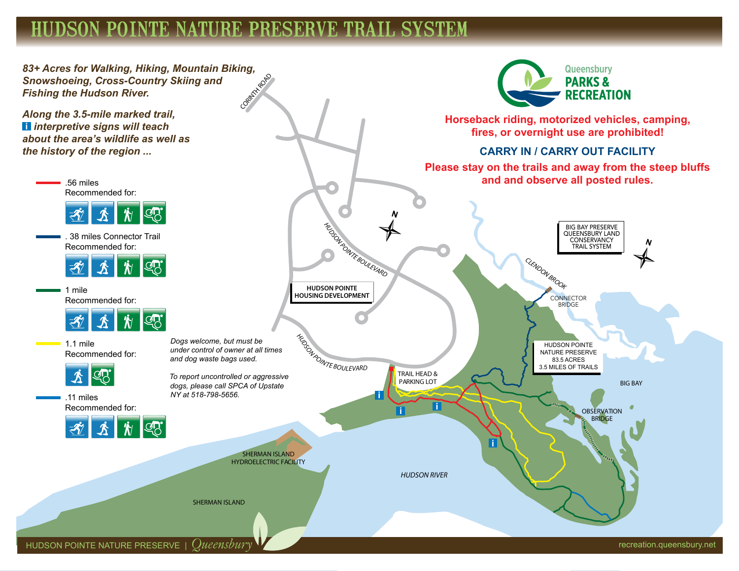# HUDSON POINTE NATURE PRESERVE TRAIL SYSTEM

***83+ Acres for Walking, Hiking, Mountain Biking, Snowshoeing, Cross-Country Skiing and Fishing the Hudson River.***

***Along the 3.5-mile marked trail, i interpretive signs will teach about the area's wildlife as well as the history of the region ...***

Queensbury **PARKS & RECREATION**

**Horseback riding, motorized vehicles, camping, fires, or overnight use are prohibited!**

**CARRY IN / CARRY OUT FACILITY**

**Please stay on the trails and away from the steep bluffs and and observe all posted rules.**

.56 miles
Recommended for:

. 38 miles Connector Trail
Recommended for:

1 mile
Recommended for:

1.1 mile
Recommended for:

.11 miles
Recommended for:

*Dogs welcome, but must be under control of owner at all times and dog waste bags used.*

*To report uncontrolled or aggressive dogs, please call SPCA of Upstate NY at 518-798-5656.*

CORINTH ROAD

HUDSON POINTE BOULEVARD

HUDSON POINTE HOUSING DEVELOPMENT

BIG BAY PRESERVE QUEENSBURY LAND CONSERVANCY TRAIL SYSTEM

CLENDON BROOK

CONNECTOR BRIDGE

HUDSON POINTE NATURE PRESERVE 83.5 ACRES 3.5 MILES OF TRAILS

TRAIL HEAD & PARKING LOT

BIG BAY

OBSERVATION BRIDGE

SHERMAN ISLAND HYDROELECTRIC FACILITY

HUDSON RIVER

SHERMAN ISLAND

HUDSON POINTE NATURE PRESERVE | *Queensbury*

recreation.queensbury.net